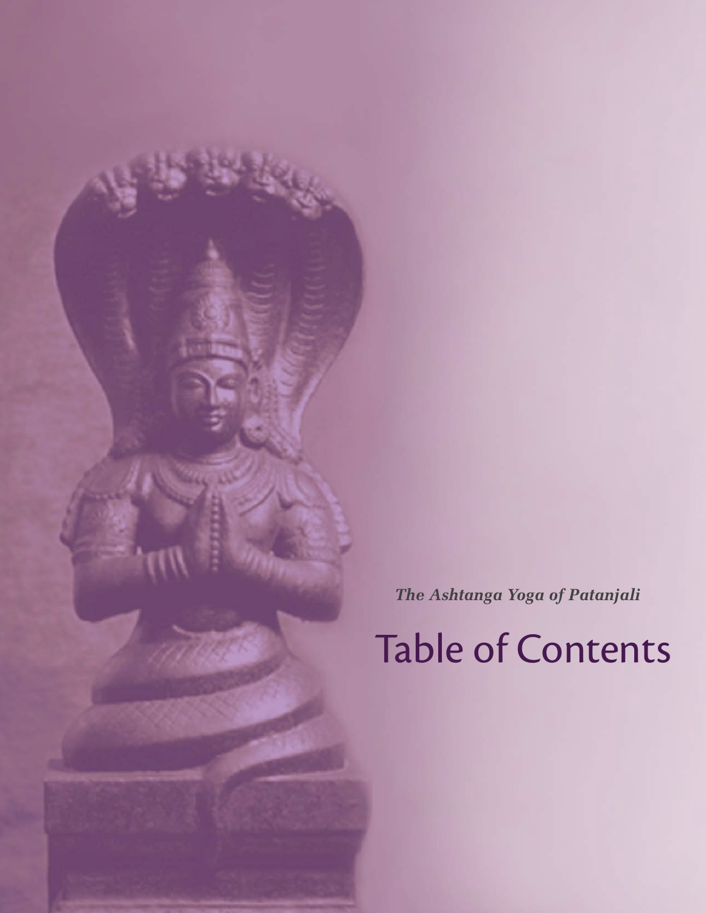*The Ashtanga Yoga of Patanjali*

# Table of Contents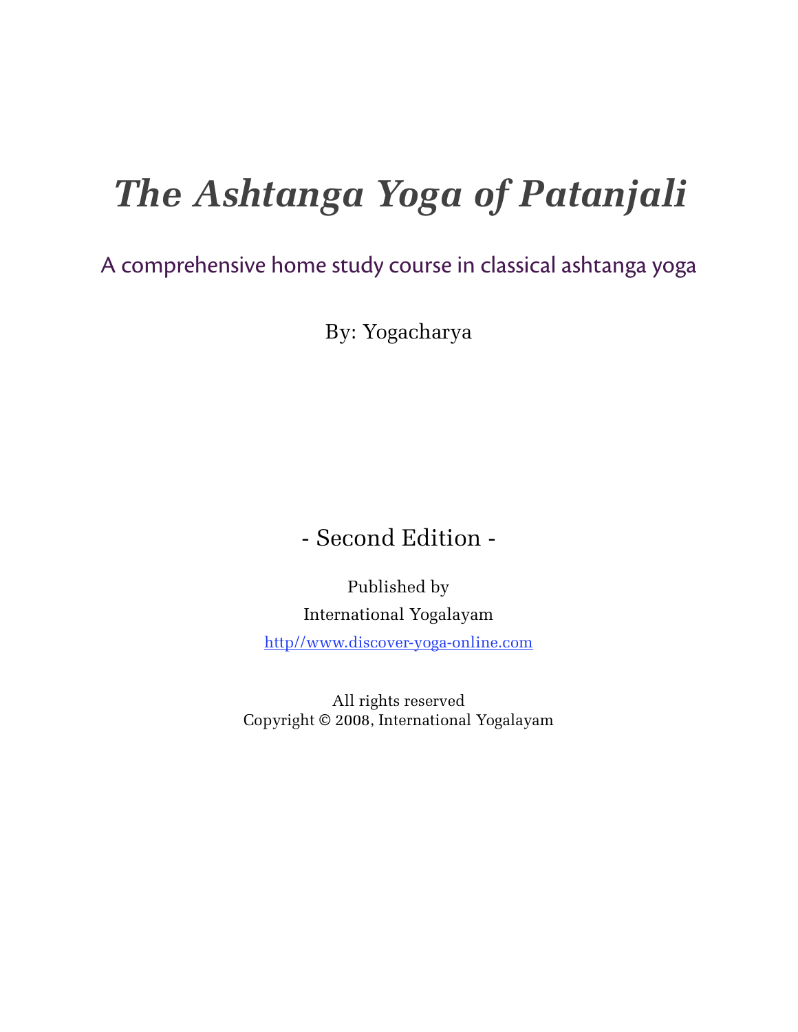# *The Ashtanga Yoga of Patanjali*

A comprehensive home study course in classical ashtanga yoga

By: Yogacharya

- Second Edition -

Published by

International Yogalayam

http//www.discover-yoga-online.com

All rights reserved

Copyright © 2008, International Yogalayam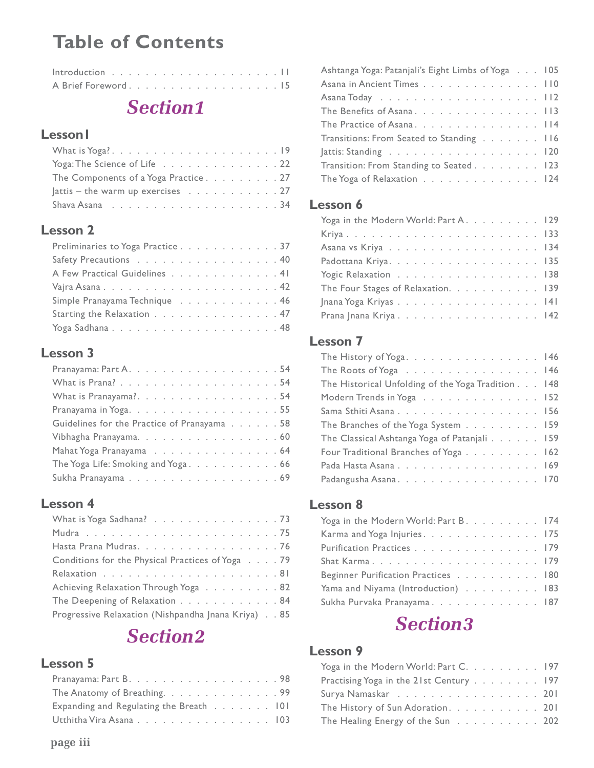# Table of Contents

- Introduction . . . . . 11
- A Brief Foreword . . . . . 15

## Section1

### Lesson1

- What is Yoga? . . . . . 19
- Yoga: The Science of Life . . . . . 22
- The Components of a Yoga Practice . . . . . 27
- Jattis – the warm up exercises . . . . . 27
- Shava Asana . . . . . 34

### Lesson 2

- Preliminaries to Yoga Practice . . . . . 37
- Safety Precautions . . . . . 40
- A Few Practical Guidelines . . . . . 41
- Vajra Asana . . . . . 42
- Simple Pranayama Technique . . . . . 46
- Starting the Relaxation . . . . . 47
- Yoga Sadhana . . . . . 48

### Lesson 3

- Pranayama: Part A . . . . . 54
- What is Prana? . . . . . 54
- What is Pranayama? . . . . . 54
- Pranayama in Yoga . . . . . 55
- Guidelines for the Practice of Pranayama . . . . . 58
- Vibhagha Pranayama . . . . . 60
- Mahat Yoga Pranayama . . . . . 64
- The Yoga Life: Smoking and Yoga . . . . . 66
- Sukha Pranayama . . . . . 69

### Lesson 4

- What is Yoga Sadhana? . . . . . 73
- Mudra . . . . . 75
- Hasta Prana Mudras . . . . . 76
- Conditions for the Physical Practices of Yoga . . . . . 79
- Relaxation . . . . . 81
- Achieving Relaxation Through Yoga . . . . . 82
- The Deepening of Relaxation . . . . . 84
- Progressive Relaxation (Nishpandha Jnana Kriya) . . . . . 85

## Section2

### Lesson 5

- Pranayama: Part B . . . . . 98
- The Anatomy of Breathing . . . . . 99
- Expanding and Regulating the Breath . . . . . 101
- Utthitha Vira Asana . . . . . 103
- Ashtanga Yoga: Patanjali's Eight Limbs of Yoga . . . . . 105
- Asana in Ancient Times . . . . . 110
- Asana Today . . . . . 112
- The Benefits of Asana . . . . . 113
- The Practice of Asana . . . . . 114
- Transitions: From Seated to Standing . . . . . 116
- Jattis: Standing . . . . . 120
- Transition: From Standing to Seated . . . . . 123
- The Yoga of Relaxation . . . . . 124

### Lesson 6

- Yoga in the Modern World: Part A . . . . . 129
- Kriya . . . . . 133
- Asana vs Kriya . . . . . 134
- Padottana Kriya . . . . . 135
- Yogic Relaxation . . . . . 138
- The Four Stages of Relaxation . . . . . 139
- Jnana Yoga Kriyas . . . . . 141
- Prana Jnana Kriya . . . . . 142

### Lesson 7

- The History of Yoga . . . . . 146
- The Roots of Yoga . . . . . 146
- The Historical Unfolding of the Yoga Tradition . . . . . 148
- Modern Trends in Yoga . . . . . 152
- Sama Sthiti Asana . . . . . 156
- The Branches of the Yoga System . . . . . 159
- The Classical Ashtanga Yoga of Patanjali . . . . . 159
- Four Traditional Branches of Yoga . . . . . 162
- Pada Hasta Asana . . . . . 169
- Padangusha Asana . . . . . 170

### Lesson 8

- Yoga in the Modern World: Part B . . . . . 174
- Karma and Yoga Injuries . . . . . 175
- Purification Practices . . . . . 179
- Shat Karma . . . . . 179
- Beginner Purification Practices . . . . . 180
- Yama and Niyama (Introduction) . . . . . 183
- Sukha Purvaka Pranayama . . . . . 187

## Section3

### Lesson 9

- Yoga in the Modern World: Part C . . . . . 197
- Practising Yoga in the 21st Century . . . . . 197
- Surya Namaskar . . . . . 201
- The History of Sun Adoration . . . . . 201
- The Healing Energy of the Sun . . . . . 202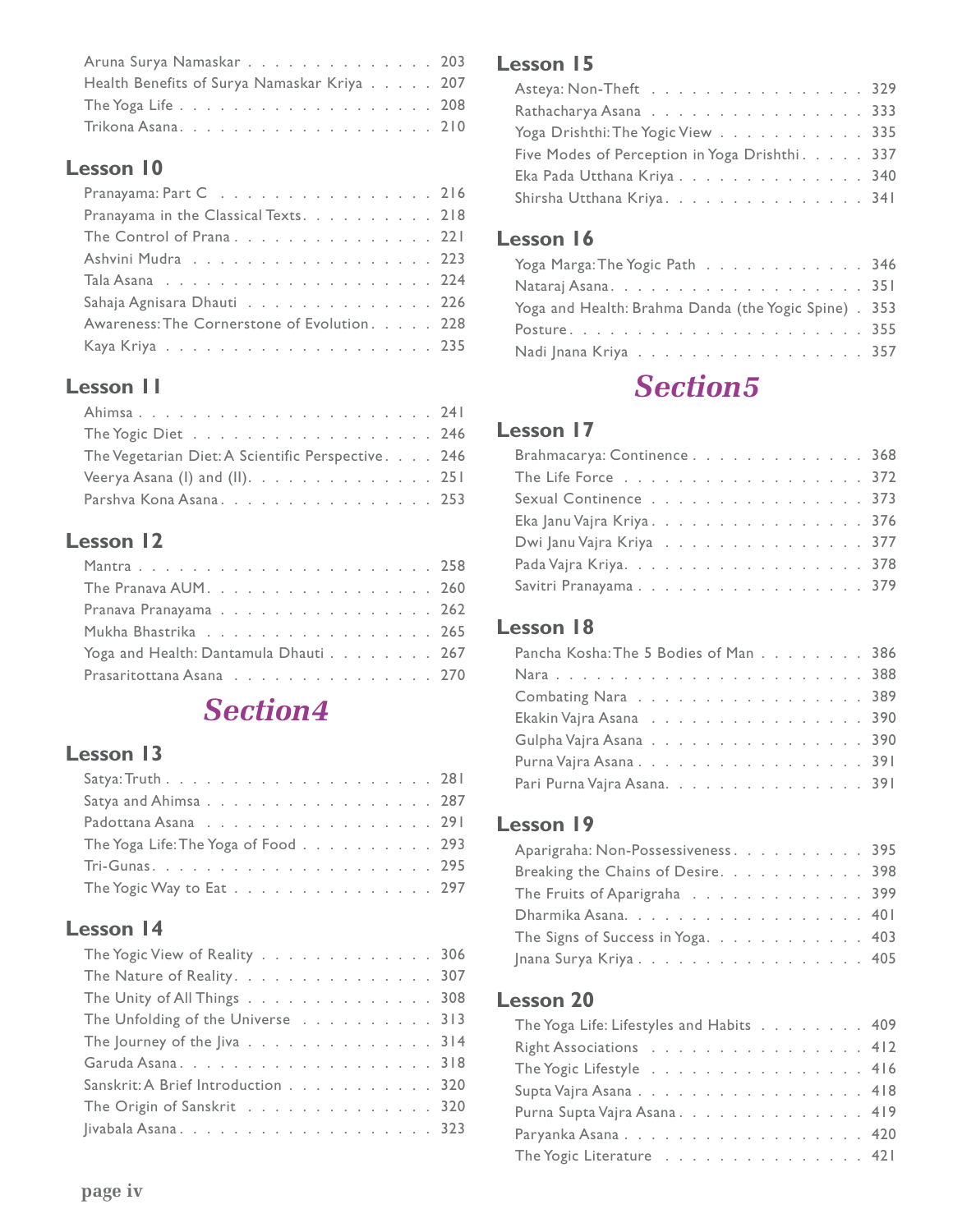Aruna Surya Namaskar . . . . . . . . . . . . . . . 203
Health Benefits of Surya Namaskar Kriya . . . . . 207
The Yoga Life . . . . . . . . . . . . . . . . . . . . 208
Trikona Asana . . . . . . . . . . . . . . . . . . . . 210

## Lesson 10

Pranayama: Part C . . . . . . . . . . . . . . . . . 216
Pranayama in the Classical Texts . . . . . . . . . . 218
The Control of Prana . . . . . . . . . . . . . . . . 221
Ashvini Mudra . . . . . . . . . . . . . . . . . . . 223
Tala Asana . . . . . . . . . . . . . . . . . . . . . 224
Sahaja Agnisara Dhauti . . . . . . . . . . . . . . 226
Awareness: The Cornerstone of Evolution . . . . . 228
Kaya Kriya . . . . . . . . . . . . . . . . . . . . . 235

## Lesson 11

Ahimsa . . . . . . . . . . . . . . . . . . . . . . . 241
The Yogic Diet . . . . . . . . . . . . . . . . . . . 246
The Vegetarian Diet: A Scientific Perspective . . . . 246
Veerya Asana (I) and (II) . . . . . . . . . . . . . . 251
Parshva Kona Asana . . . . . . . . . . . . . . . . 253

## Lesson 12

Mantra . . . . . . . . . . . . . . . . . . . . . . . 258
The Pranava AUM . . . . . . . . . . . . . . . . . 260
Pranava Pranayama . . . . . . . . . . . . . . . . 262
Mukha Bhastrika . . . . . . . . . . . . . . . . . . 265
Yoga and Health: Dantamula Dhauti . . . . . . . . 267
Prasaritottana Asana . . . . . . . . . . . . . . . . 270

# *Section4*

## Lesson 13

Satya: Truth . . . . . . . . . . . . . . . . . . . . 281
Satya and Ahimsa . . . . . . . . . . . . . . . . . 287
Padottana Asana . . . . . . . . . . . . . . . . . . 291
The Yoga Life: The Yoga of Food . . . . . . . . . . 293
Tri-Gunas . . . . . . . . . . . . . . . . . . . . . . 295
The Yogic Way to Eat . . . . . . . . . . . . . . . . 297

## Lesson 14

The Yogic View of Reality . . . . . . . . . . . . . 306
The Nature of Reality . . . . . . . . . . . . . . . . 307
The Unity of All Things . . . . . . . . . . . . . . . 308
The Unfolding of the Universe . . . . . . . . . . . 313
The Journey of the Jiva . . . . . . . . . . . . . . . 314
Garuda Asana . . . . . . . . . . . . . . . . . . . . 318
Sanskrit: A Brief Introduction . . . . . . . . . . . 320
The Origin of Sanskrit . . . . . . . . . . . . . . . 320
Jivabala Asana . . . . . . . . . . . . . . . . . . . 323

## Lesson 15

Asteya: Non-Theft . . . . . . . . . . . . . . . . . 329
Rathacharya Asana . . . . . . . . . . . . . . . . . 333
Yoga Drishthi: The Yogic View . . . . . . . . . . . 335
Five Modes of Perception in Yoga Drishthi . . . . . 337
Eka Pada Utthana Kriya . . . . . . . . . . . . . . 340
Shirsha Utthana Kriya . . . . . . . . . . . . . . . 341

## Lesson 16

Yoga Marga: The Yogic Path . . . . . . . . . . . . 346
Nataraj Asana . . . . . . . . . . . . . . . . . . . 351
Yoga and Health: Brahma Danda (the Yogic Spine) . 353
Posture . . . . . . . . . . . . . . . . . . . . . . . 355
Nadi Jnana Kriya . . . . . . . . . . . . . . . . . . 357

# *Section5*

## Lesson 17

Brahmacarya: Continence . . . . . . . . . . . . . 368
The Life Force . . . . . . . . . . . . . . . . . . . 372
Sexual Continence . . . . . . . . . . . . . . . . . 373
Eka Janu Vajra Kriya . . . . . . . . . . . . . . . . 376
Dwi Janu Vajra Kriya . . . . . . . . . . . . . . . . 377
Pada Vajra Kriya . . . . . . . . . . . . . . . . . . 378
Savitri Pranayama . . . . . . . . . . . . . . . . . 379

## Lesson 18

Pancha Kosha: The 5 Bodies of Man . . . . . . . . 386
Nara . . . . . . . . . . . . . . . . . . . . . . . . 388
Combating Nara . . . . . . . . . . . . . . . . . . 389
Ekakin Vajra Asana . . . . . . . . . . . . . . . . 390
Gulpha Vajra Asana . . . . . . . . . . . . . . . . 390
Purna Vajra Asana . . . . . . . . . . . . . . . . . 391
Pari Purna Vajra Asana . . . . . . . . . . . . . . . 391

## Lesson 19

Aparigraha: Non-Possessiveness . . . . . . . . . . 395
Breaking the Chains of Desire . . . . . . . . . . . 398
The Fruits of Aparigraha . . . . . . . . . . . . . . 399
Dharmika Asana . . . . . . . . . . . . . . . . . . 401
The Signs of Success in Yoga . . . . . . . . . . . . 403
Jnana Surya Kriya . . . . . . . . . . . . . . . . . 405

## Lesson 20

The Yoga Life: Lifestyles and Habits . . . . . . . . 409
Right Associations . . . . . . . . . . . . . . . . . 412
The Yogic Lifestyle . . . . . . . . . . . . . . . . . 416
Supta Vajra Asana . . . . . . . . . . . . . . . . . 418
Purna Supta Vajra Asana . . . . . . . . . . . . . . 419
Paryanka Asana . . . . . . . . . . . . . . . . . . 420
The Yogic Literature . . . . . . . . . . . . . . . . 421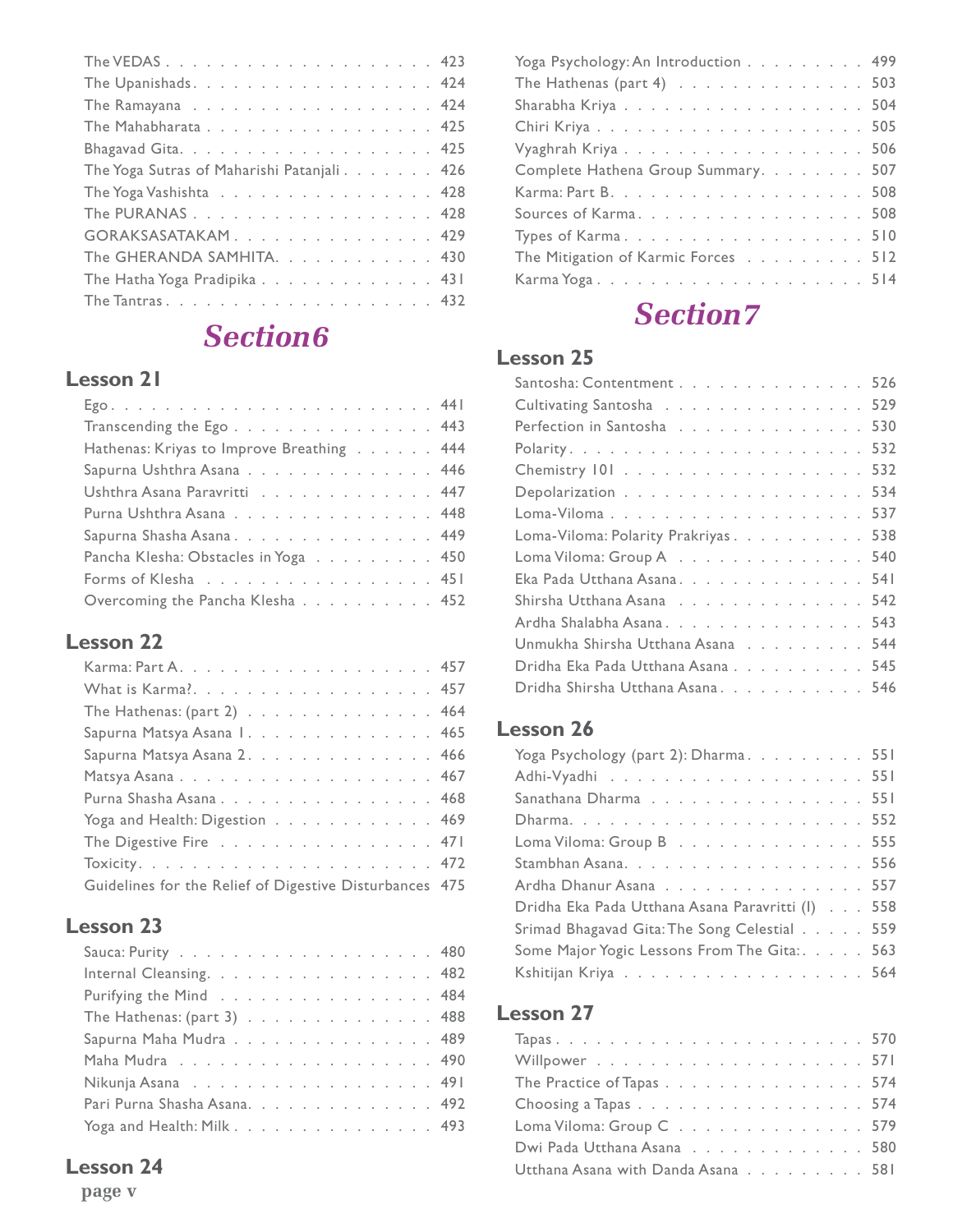The VEDAS . . . . . . . . . . . . . . . . . . . . 423
The Upanishads . . . . . . . . . . . . . . . . . . 424
The Ramayana . . . . . . . . . . . . . . . . . . 424
The Mahabharata . . . . . . . . . . . . . . . . . 425
Bhagavad Gita . . . . . . . . . . . . . . . . . . 425
The Yoga Sutras of Maharishi Patanjali . . . . . . . 426
The Yoga Vashishta . . . . . . . . . . . . . . . 428
The PURANAS . . . . . . . . . . . . . . . . . . 428
GORAKSASATAKAM . . . . . . . . . . . . . . . 429
The GHERANDA SAMHITA . . . . . . . . . . . . 430
The Hatha Yoga Pradipika . . . . . . . . . . . . . 431
The Tantras . . . . . . . . . . . . . . . . . . . 432

# *Section6*

## Lesson 21

Ego . . . . . . . . . . . . . . . . . . . . . . . 441
Transcending the Ego . . . . . . . . . . . . . . . 443
Hathenas: Kriyas to Improve Breathing . . . . . . 444
Sapurna Ushthra Asana . . . . . . . . . . . . . . 446
Ushthra Asana Paravritti . . . . . . . . . . . . . 447
Purna Ushthra Asana . . . . . . . . . . . . . . . 448
Sapurna Shasha Asana . . . . . . . . . . . . . . 449
Pancha Klesha: Obstacles in Yoga . . . . . . . . . 450
Forms of Klesha . . . . . . . . . . . . . . . . . 451
Overcoming the Pancha Klesha . . . . . . . . . . 452

## Lesson 22

Karma: Part A . . . . . . . . . . . . . . . . . . 457
What is Karma? . . . . . . . . . . . . . . . . . 457
The Hathenas: (part 2) . . . . . . . . . . . . . . 464
Sapurna Matsya Asana 1 . . . . . . . . . . . . . 465
Sapurna Matsya Asana 2 . . . . . . . . . . . . . 466
Matsya Asana . . . . . . . . . . . . . . . . . . 467
Purna Shasha Asana . . . . . . . . . . . . . . . 468
Yoga and Health: Digestion . . . . . . . . . . . . 469
The Digestive Fire . . . . . . . . . . . . . . . . 471
Toxicity . . . . . . . . . . . . . . . . . . . . . 472
Guidelines for the Relief of Digestive Disturbances 475

## Lesson 23

Sauca: Purity . . . . . . . . . . . . . . . . . . 480
Internal Cleansing . . . . . . . . . . . . . . . . 482
Purifying the Mind . . . . . . . . . . . . . . . . 484
The Hathenas: (part 3) . . . . . . . . . . . . . . 488
Sapurna Maha Mudra . . . . . . . . . . . . . . . 489
Maha Mudra . . . . . . . . . . . . . . . . . . . 490
Nikunja Asana . . . . . . . . . . . . . . . . . . 491
Pari Purna Shasha Asana . . . . . . . . . . . . . 492
Yoga and Health: Milk . . . . . . . . . . . . . . 493

## Lesson 24

Yoga Psychology: An Introduction . . . . . . . . . 499
The Hathenas (part 4) . . . . . . . . . . . . . . 503
Sharabha Kriya . . . . . . . . . . . . . . . . . . 504
Chiri Kriya . . . . . . . . . . . . . . . . . . . . 505
Vyaghrah Kriya . . . . . . . . . . . . . . . . . . 506
Complete Hathena Group Summary . . . . . . . . 507
Karma: Part B . . . . . . . . . . . . . . . . . . 508
Sources of Karma . . . . . . . . . . . . . . . . . 508
Types of Karma . . . . . . . . . . . . . . . . . . 510
The Mitigation of Karmic Forces . . . . . . . . . 512
Karma Yoga . . . . . . . . . . . . . . . . . . . 514

# *Section7*

## Lesson 25

Santosha: Contentment . . . . . . . . . . . . . . 526
Cultivating Santosha . . . . . . . . . . . . . . . 529
Perfection in Santosha . . . . . . . . . . . . . . 530
Polarity . . . . . . . . . . . . . . . . . . . . . 532
Chemistry 101 . . . . . . . . . . . . . . . . . . 532
Depolarization . . . . . . . . . . . . . . . . . . 534
Loma-Viloma . . . . . . . . . . . . . . . . . . . 537
Loma-Viloma: Polarity Prakriyas . . . . . . . . . 538
Loma Viloma: Group A . . . . . . . . . . . . . . 540
Eka Pada Utthana Asana . . . . . . . . . . . . . 541
Shirsha Utthana Asana . . . . . . . . . . . . . . 542
Ardha Shalabha Asana . . . . . . . . . . . . . . 543
Unmukha Shirsha Utthana Asana . . . . . . . . . 544
Dridha Eka Pada Utthana Asana . . . . . . . . . . 545
Dridha Shirsha Utthana Asana . . . . . . . . . . . 546

## Lesson 26

Yoga Psychology (part 2): Dharma . . . . . . . . . 551
Adhi-Vyadhi . . . . . . . . . . . . . . . . . . . 551
Sanathana Dharma . . . . . . . . . . . . . . . . 551
Dharma . . . . . . . . . . . . . . . . . . . . . 552
Loma Viloma: Group B . . . . . . . . . . . . . . 555
Stambhan Asana . . . . . . . . . . . . . . . . . 556
Ardha Dhanur Asana . . . . . . . . . . . . . . . 557
Dridha Eka Pada Utthana Asana Paravritti (I) . . . 558
Srimad Bhagavad Gita: The Song Celestial . . . . . 559
Some Major Yogic Lessons From The Gita: . . . . . 563
Kshitijan Kriya . . . . . . . . . . . . . . . . . . 564

## Lesson 27

Tapas . . . . . . . . . . . . . . . . . . . . . . 570
Willpower . . . . . . . . . . . . . . . . . . . . 571
The Practice of Tapas . . . . . . . . . . . . . . . 574
Choosing a Tapas . . . . . . . . . . . . . . . . . 574
Loma Viloma: Group C . . . . . . . . . . . . . . 579
Dwi Pada Utthana Asana . . . . . . . . . . . . . 580
Utthana Asana with Danda Asana . . . . . . . . . 581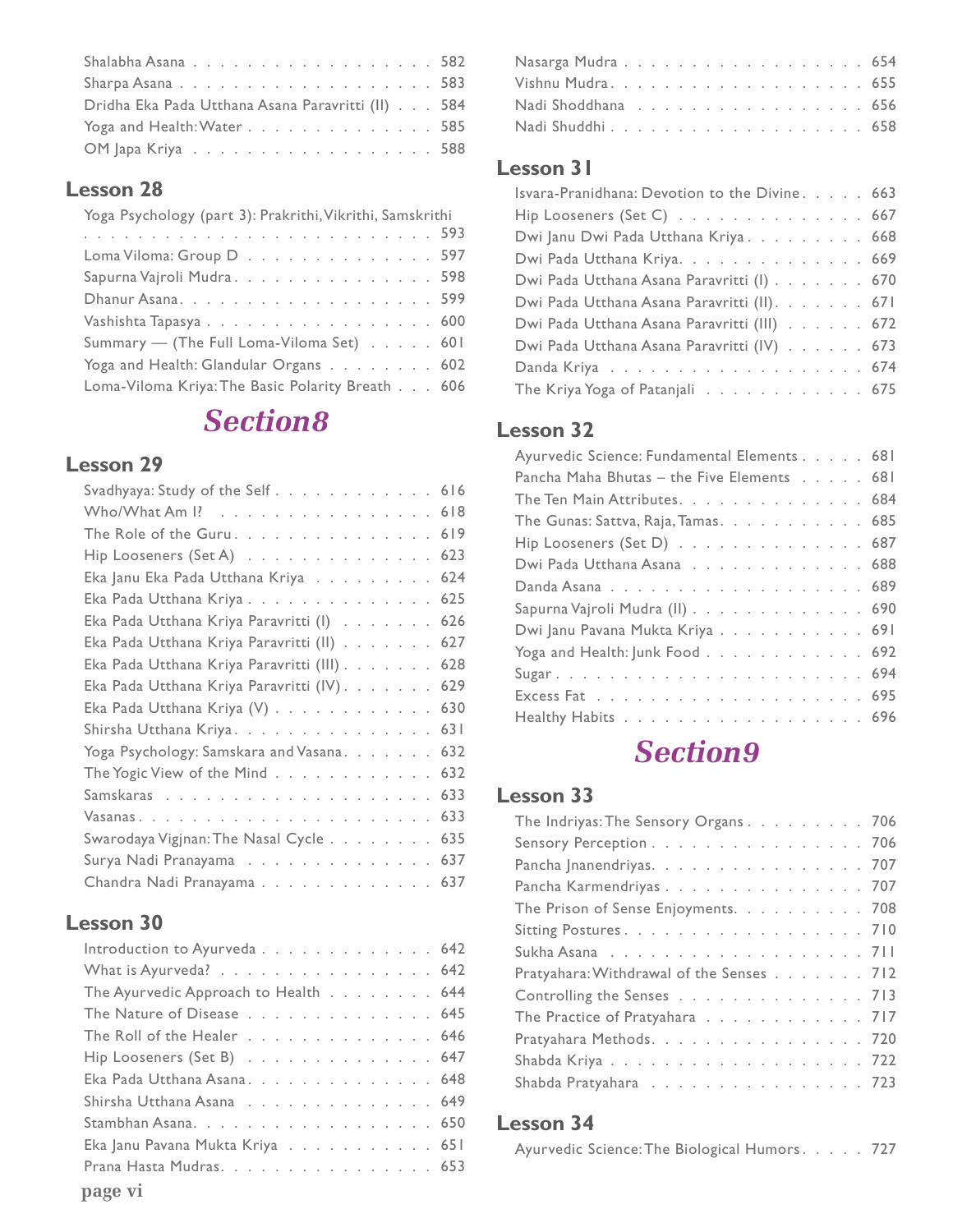Shalabha Asana . . . . . . . . . . . . . . . . . . . 582
Sharpa Asana . . . . . . . . . . . . . . . . . . . 583
Dridha Eka Pada Utthana Asana Paravritti (II) . . . 584
Yoga and Health: Water . . . . . . . . . . . . . . 585
OM Japa Kriya . . . . . . . . . . . . . . . . . . 588

## Lesson 28

Yoga Psychology (part 3): Prakrithi, Vikrithi, Samskrithi . . . . . . . . . . . . . . . . . . . . . . . . . 593
Loma Viloma: Group D . . . . . . . . . . . . . . 597
Sapurna Vajroli Mudra . . . . . . . . . . . . . . 598
Dhanur Asana . . . . . . . . . . . . . . . . . . . 599
Vashishta Tapasya . . . . . . . . . . . . . . . . . 600
Summary — (The Full Loma-Viloma Set) . . . . . 601
Yoga and Health: Glandular Organs . . . . . . . . 602
Loma-Viloma Kriya: The Basic Polarity Breath . . . 606

# *Section8*

## Lesson 29

Svadhyaya: Study of the Self . . . . . . . . . . . . 616
Who/What Am I? . . . . . . . . . . . . . . . . . 618
The Role of the Guru . . . . . . . . . . . . . . . 619
Hip Looseners (Set A) . . . . . . . . . . . . . . 623
Eka Janu Eka Pada Utthana Kriya . . . . . . . . . 624
Eka Pada Utthana Kriya . . . . . . . . . . . . . . 625
Eka Pada Utthana Kriya Paravritti (I) . . . . . . . 626
Eka Pada Utthana Kriya Paravritti (II) . . . . . . . 627
Eka Pada Utthana Kriya Paravritti (III) . . . . . . . 628
Eka Pada Utthana Kriya Paravritti (IV) . . . . . . . 629
Eka Pada Utthana Kriya (V) . . . . . . . . . . . . 630
Shirsha Utthana Kriya . . . . . . . . . . . . . . . 631
Yoga Psychology: Samskara and Vasana . . . . . . . 632
The Yogic View of the Mind . . . . . . . . . . . . 632
Samskaras . . . . . . . . . . . . . . . . . . . . . 633
Vasanas . . . . . . . . . . . . . . . . . . . . . . 633
Swarodaya Vigjnan: The Nasal Cycle . . . . . . . . 635
Surya Nadi Pranayama . . . . . . . . . . . . . . . 637
Chandra Nadi Pranayama . . . . . . . . . . . . . . 637

## Lesson 30

Introduction to Ayurveda . . . . . . . . . . . . . 642
What is Ayurveda? . . . . . . . . . . . . . . . . . 642
The Ayurvedic Approach to Health . . . . . . . . . 644
The Nature of Disease . . . . . . . . . . . . . . . 645
The Roll of the Healer . . . . . . . . . . . . . . . 646
Hip Looseners (Set B) . . . . . . . . . . . . . . . 647
Eka Pada Utthana Asana . . . . . . . . . . . . . . 648
Shirsha Utthana Asana . . . . . . . . . . . . . . . 649
Stambhan Asana . . . . . . . . . . . . . . . . . . 650
Eka Janu Pavana Mukta Kriya . . . . . . . . . . . 651
Prana Hasta Mudras . . . . . . . . . . . . . . . . 653
Nasarga Mudra . . . . . . . . . . . . . . . . . . 654
Vishnu Mudra . . . . . . . . . . . . . . . . . . . 655
Nadi Shoddhana . . . . . . . . . . . . . . . . . . 656
Nadi Shuddhi . . . . . . . . . . . . . . . . . . . 658

## Lesson 31

Isvara-Pranidhana: Devotion to the Divine . . . . . 663
Hip Looseners (Set C) . . . . . . . . . . . . . . . 667
Dwi Janu Dwi Pada Utthana Kriya . . . . . . . . . 668
Dwi Pada Utthana Kriya . . . . . . . . . . . . . . 669
Dwi Pada Utthana Asana Paravritti (I) . . . . . . . 670
Dwi Pada Utthana Asana Paravritti (II) . . . . . . . 671
Dwi Pada Utthana Asana Paravritti (III) . . . . . . 672
Dwi Pada Utthana Asana Paravritti (IV) . . . . . . 673
Danda Kriya . . . . . . . . . . . . . . . . . . . . 674
The Kriya Yoga of Patanjali . . . . . . . . . . . . 675

## Lesson 32

Ayurvedic Science: Fundamental Elements . . . . . 681
Pancha Maha Bhutas – the Five Elements . . . . . 681
The Ten Main Attributes . . . . . . . . . . . . . . 684
The Gunas: Sattva, Raja, Tamas . . . . . . . . . . 685
Hip Looseners (Set D) . . . . . . . . . . . . . . . 687
Dwi Pada Utthana Asana . . . . . . . . . . . . . . 688
Danda Asana . . . . . . . . . . . . . . . . . . . . 689
Sapurna Vajroli Mudra (II) . . . . . . . . . . . . . 690
Dwi Janu Pavana Mukta Kriya . . . . . . . . . . . 691
Yoga and Health: Junk Food . . . . . . . . . . . . 692
Sugar . . . . . . . . . . . . . . . . . . . . . . . 694
Excess Fat . . . . . . . . . . . . . . . . . . . . . 695
Healthy Habits . . . . . . . . . . . . . . . . . . . 696

# *Section9*

## Lesson 33

The Indriyas: The Sensory Organs . . . . . . . . . 706
Sensory Perception . . . . . . . . . . . . . . . . . 706
Pancha Jnanendriyas . . . . . . . . . . . . . . . . 707
Pancha Karmendriyas . . . . . . . . . . . . . . . . 707
The Prison of Sense Enjoyments . . . . . . . . . . 708
Sitting Postures . . . . . . . . . . . . . . . . . . 710
Sukha Asana . . . . . . . . . . . . . . . . . . . . 711
Pratyahara: Withdrawal of the Senses . . . . . . . 712
Controlling the Senses . . . . . . . . . . . . . . . 713
The Practice of Pratyahara . . . . . . . . . . . . . 717
Pratyahara Methods . . . . . . . . . . . . . . . . 720
Shabda Kriya . . . . . . . . . . . . . . . . . . . . 722
Shabda Pratyahara . . . . . . . . . . . . . . . . . 723

## Lesson 34

Ayurvedic Science: The Biological Humors . . . . . 727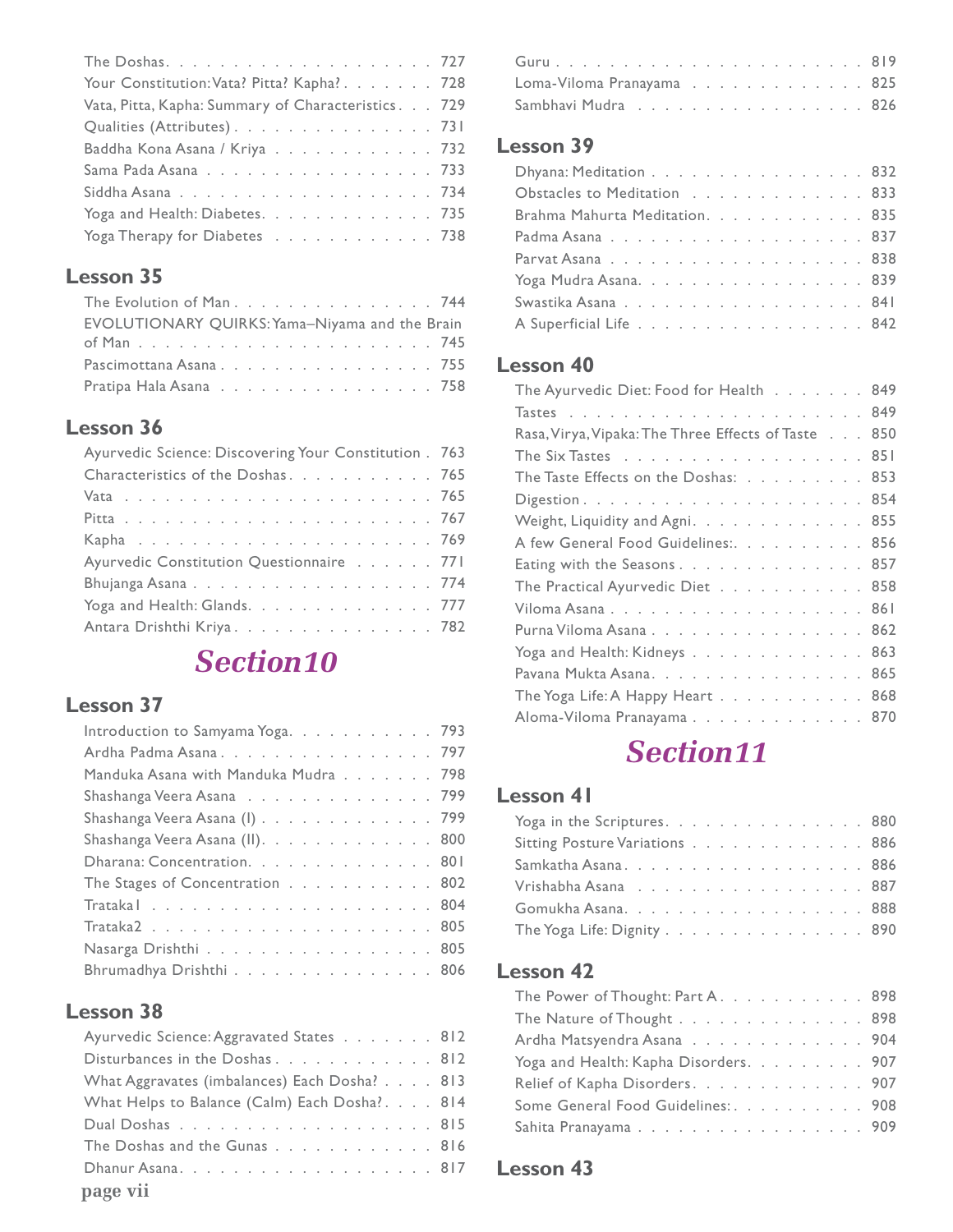The Doshas. . . . . . . . . . . . . . . . . . . . . 727
Your Constitution: Vata? Pitta? Kapha? . . . . . . . 728
Vata, Pitta, Kapha: Summary of Characteristics. . . 729
Qualities (Attributes) . . . . . . . . . . . . . . . 731
Baddha Kona Asana / Kriya . . . . . . . . . . . . 732
Sama Pada Asana . . . . . . . . . . . . . . . . . 733
Siddha Asana . . . . . . . . . . . . . . . . . . . 734
Yoga and Health: Diabetes. . . . . . . . . . . . . 735
Yoga Therapy for Diabetes . . . . . . . . . . . . 738

## Lesson 35

The Evolution of Man . . . . . . . . . . . . . . . 744
EVOLUTIONARY QUIRKS: Yama–Niyama and the Brain of Man . . . . . . . . . . . . . . . . . . . 745
Pascimottana Asana . . . . . . . . . . . . . . . . 755
Pratipa Hala Asana . . . . . . . . . . . . . . . . 758

## Lesson 36

Ayurvedic Science: Discovering Your Constitution . 763
Characteristics of the Doshas. . . . . . . . . . . 765
Vata . . . . . . . . . . . . . . . . . . . . . . . 765
Pitta . . . . . . . . . . . . . . . . . . . . . . . 767
Kapha . . . . . . . . . . . . . . . . . . . . . . 769
Ayurvedic Constitution Questionnaire . . . . . . 771
Bhujanga Asana . . . . . . . . . . . . . . . . . . 774
Yoga and Health: Glands. . . . . . . . . . . . . . 777
Antara Drishthi Kriya . . . . . . . . . . . . . . . 782

# *Section10*

## Lesson 37

Introduction to Samyama Yoga. . . . . . . . . . . 793
Ardha Padma Asana . . . . . . . . . . . . . . . . 797
Manduka Asana with Manduka Mudra . . . . . . . 798
Shashanga Veera Asana . . . . . . . . . . . . . . 799
Shashanga Veera Asana (I) . . . . . . . . . . . . . 799
Shashanga Veera Asana (II). . . . . . . . . . . . . 800
Dharana: Concentration. . . . . . . . . . . . . . . 801
The Stages of Concentration . . . . . . . . . . . 802
Trataka1 . . . . . . . . . . . . . . . . . . . . . . 804
Trataka2 . . . . . . . . . . . . . . . . . . . . . . 805
Nasarga Drishthi . . . . . . . . . . . . . . . . . 805
Bhrumadhya Drishthi . . . . . . . . . . . . . . . 806

## Lesson 38

Ayurvedic Science: Aggravated States . . . . . . . 812
Disturbances in the Doshas . . . . . . . . . . . . 812
What Aggravates (imbalances) Each Dosha? . . . . 813
What Helps to Balance (Calm) Each Dosha? . . . . 814
Dual Doshas . . . . . . . . . . . . . . . . . . . . 815
The Doshas and the Gunas . . . . . . . . . . . . . 816
Dhanur Asana. . . . . . . . . . . . . . . . . . . . 817
Guru . . . . . . . . . . . . . . . . . . . . . . . 819
Loma-Viloma Pranayama . . . . . . . . . . . . . 825
Sambhavi Mudra . . . . . . . . . . . . . . . . . 826

## Lesson 39

Dhyana: Meditation . . . . . . . . . . . . . . . . 832
Obstacles to Meditation . . . . . . . . . . . . . 833
Brahma Mahurta Meditation. . . . . . . . . . . . 835
Padma Asana . . . . . . . . . . . . . . . . . . . 837
Parvat Asana . . . . . . . . . . . . . . . . . . . 838
Yoga Mudra Asana. . . . . . . . . . . . . . . . . 839
Swastika Asana . . . . . . . . . . . . . . . . . . 841
A Superficial Life . . . . . . . . . . . . . . . . . 842

## Lesson 40

The Ayurvedic Diet: Food for Health . . . . . . . 849
Tastes . . . . . . . . . . . . . . . . . . . . . . . 849
Rasa, Virya, Vipaka: The Three Effects of Taste . . . 850
The Six Tastes . . . . . . . . . . . . . . . . . . 851
The Taste Effects on the Doshas: . . . . . . . . . 853
Digestion . . . . . . . . . . . . . . . . . . . . . 854
Weight, Liquidity and Agni. . . . . . . . . . . . . 855
A few General Food Guidelines:. . . . . . . . . . 856
Eating with the Seasons . . . . . . . . . . . . . . 857
The Practical Ayurvedic Diet . . . . . . . . . . . 858
Viloma Asana . . . . . . . . . . . . . . . . . . . 861
Purna Viloma Asana . . . . . . . . . . . . . . . . 862
Yoga and Health: Kidneys . . . . . . . . . . . . . 863
Pavana Mukta Asana. . . . . . . . . . . . . . . . 865
The Yoga Life: A Happy Heart . . . . . . . . . . . 868
Aloma-Viloma Pranayama . . . . . . . . . . . . . 870

# *Section11*

## Lesson 41

Yoga in the Scriptures. . . . . . . . . . . . . . . 880
Sitting Posture Variations . . . . . . . . . . . . . 886
Samkatha Asana. . . . . . . . . . . . . . . . . . 886
Vrishabha Asana . . . . . . . . . . . . . . . . . 887
Gomukha Asana. . . . . . . . . . . . . . . . . . 888
The Yoga Life: Dignity . . . . . . . . . . . . . . 890

## Lesson 42

The Power of Thought: Part A. . . . . . . . . . . 898
The Nature of Thought . . . . . . . . . . . . . . 898
Ardha Matsyendra Asana . . . . . . . . . . . . . 904
Yoga and Health: Kapha Disorders. . . . . . . . . 907
Relief of Kapha Disorders. . . . . . . . . . . . . 907
Some General Food Guidelines:. . . . . . . . . . 908
Sahita Pranayama . . . . . . . . . . . . . . . . . 909

## Lesson 43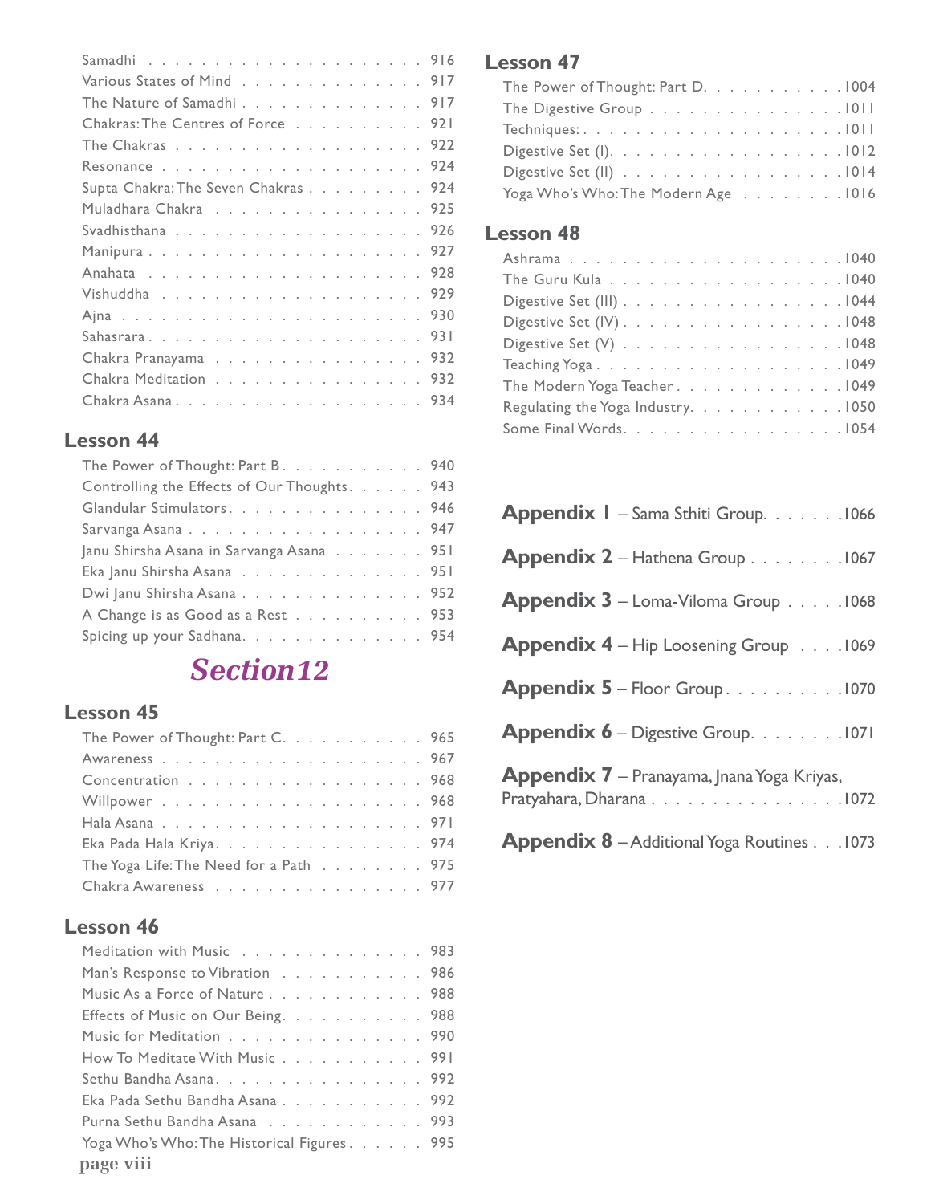Samadhi . . . . . . . . . . . . . . . . . . . . . . 916
Various States of Mind . . . . . . . . . . . . . . 917
The Nature of Samadhi . . . . . . . . . . . . . . . 917
Chakras: The Centres of Force . . . . . . . . . . 921
The Chakras . . . . . . . . . . . . . . . . . . . 922
Resonance . . . . . . . . . . . . . . . . . . . . 924
Supta Chakra: The Seven Chakras . . . . . . . . . 924
Muladhara Chakra . . . . . . . . . . . . . . . . 925
Svadhisthana . . . . . . . . . . . . . . . . . . . 926
Manipura . . . . . . . . . . . . . . . . . . . . . 927
Anahata . . . . . . . . . . . . . . . . . . . . . 928
Vishuddha . . . . . . . . . . . . . . . . . . . . 929
Ajna . . . . . . . . . . . . . . . . . . . . . . . 930
Sahasrara . . . . . . . . . . . . . . . . . . . . 931
Chakra Pranayama . . . . . . . . . . . . . . . . 932
Chakra Meditation . . . . . . . . . . . . . . . . 932
Chakra Asana . . . . . . . . . . . . . . . . . . . 934

## Lesson 44

The Power of Thought: Part B . . . . . . . . . . . 940
Controlling the Effects of Our Thoughts . . . . . . 943
Glandular Stimulators . . . . . . . . . . . . . . . 946
Sarvanga Asana . . . . . . . . . . . . . . . . . . 947
Janu Shirsha Asana in Sarvanga Asana . . . . . . . 951
Eka Janu Shirsha Asana . . . . . . . . . . . . . . 951
Dwi Janu Shirsha Asana . . . . . . . . . . . . . . 952
A Change is as Good as a Rest . . . . . . . . . . 953
Spicing up your Sadhana . . . . . . . . . . . . . . 954

# *Section12*

## Lesson 45

The Power of Thought: Part C . . . . . . . . . . . 965
Awareness . . . . . . . . . . . . . . . . . . . . 967
Concentration . . . . . . . . . . . . . . . . . . 968
Willpower . . . . . . . . . . . . . . . . . . . . 968
Hala Asana . . . . . . . . . . . . . . . . . . . . 971
Eka Pada Hala Kriya . . . . . . . . . . . . . . . . 974
The Yoga Life: The Need for a Path . . . . . . . . 975
Chakra Awareness . . . . . . . . . . . . . . . . 977

## Lesson 46

Meditation with Music . . . . . . . . . . . . . . . 983
Man's Response to Vibration . . . . . . . . . . . 986
Music As a Force of Nature . . . . . . . . . . . . 988
Effects of Music on Our Being . . . . . . . . . . . 988
Music for Meditation . . . . . . . . . . . . . . . 990
How To Meditate With Music . . . . . . . . . . . . 991
Sethu Bandha Asana . . . . . . . . . . . . . . . . 992
Eka Pada Sethu Bandha Asana . . . . . . . . . . . 992
Purna Sethu Bandha Asana . . . . . . . . . . . . 993
Yoga Who's Who: The Historical Figures . . . . . . 995

## Lesson 47

The Power of Thought: Part D . . . . . . . . . . . 1004
The Digestive Group . . . . . . . . . . . . . . . 1011
Techniques: . . . . . . . . . . . . . . . . . . . . 1011
Digestive Set (I) . . . . . . . . . . . . . . . . . 1012
Digestive Set (II) . . . . . . . . . . . . . . . . 1014
Yoga Who's Who: The Modern Age . . . . . . . . 1016

## Lesson 48

Ashrama . . . . . . . . . . . . . . . . . . . . . 1040
The Guru Kula . . . . . . . . . . . . . . . . . . 1040
Digestive Set (III) . . . . . . . . . . . . . . . . 1044
Digestive Set (IV) . . . . . . . . . . . . . . . . 1048
Digestive Set (V) . . . . . . . . . . . . . . . . 1048
Teaching Yoga . . . . . . . . . . . . . . . . . . 1049
The Modern Yoga Teacher . . . . . . . . . . . . . 1049
Regulating the Yoga Industry . . . . . . . . . . . 1050
Some Final Words . . . . . . . . . . . . . . . . . 1054

**Appendix 1** – Sama Sthiti Group . . . . . . 1066

**Appendix 2** – Hathena Group . . . . . . . . 1067

**Appendix 3** – Loma-Viloma Group . . . . . 1068

**Appendix 4** – Hip Loosening Group . . . . 1069

**Appendix 5** – Floor Group . . . . . . . . . . 1070

**Appendix 6** – Digestive Group . . . . . . . 1071

**Appendix 7** – Pranayama, Jnana Yoga Kriyas, Pratyahara, Dharana . . . . . . . . . . . . . . . . 1072

**Appendix 8** – Additional Yoga Routines . . . 1073